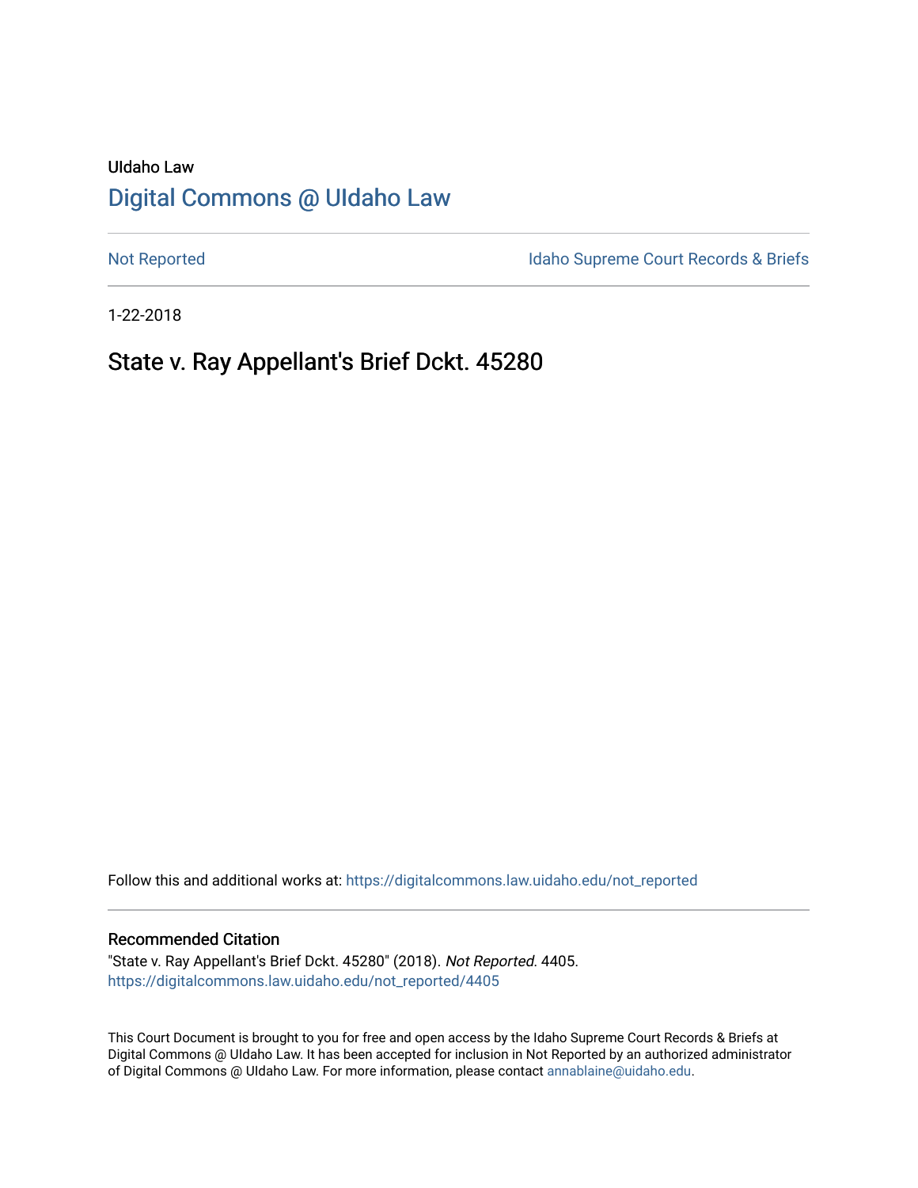UIdaho Law

# Digital Commons @ UIdaho Law

Not Reported | Idaho Supreme Court Records & Briefs

1-22-2018

## State v. Ray Appellant's Brief Dckt. 45280

Follow this and additional works at: https://digitalcommons.law.uidaho.edu/not_reported

### Recommended Citation

"State v. Ray Appellant's Brief Dckt. 45280" (2018). *Not Reported*. 4405.
https://digitalcommons.law.uidaho.edu/not_reported/4405

This Court Document is brought to you for free and open access by the Idaho Supreme Court Records & Briefs at Digital Commons @ UIdaho Law. It has been accepted for inclusion in Not Reported by an authorized administrator of Digital Commons @ UIdaho Law. For more information, please contact annablaine@uidaho.edu.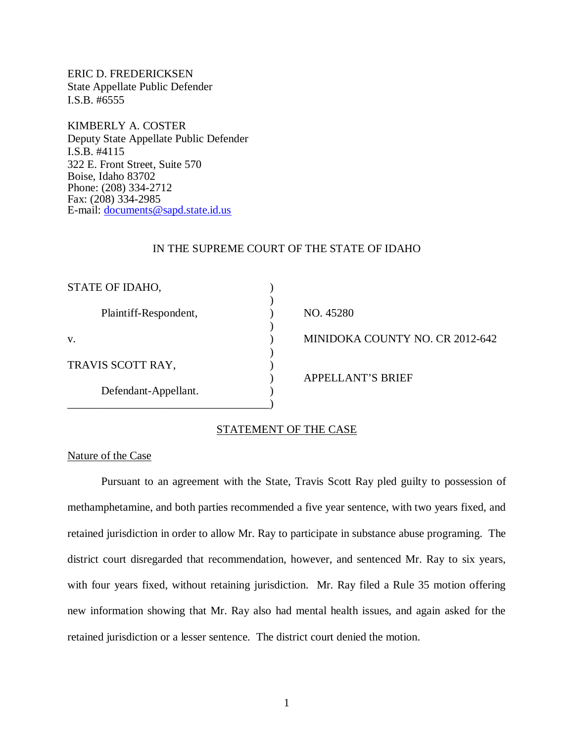ERIC D. FREDERICKSEN
State Appellate Public Defender
I.S.B. #6555

KIMBERLY A. COSTER
Deputy State Appellate Public Defender
I.S.B. #4115
322 E. Front Street, Suite 570
Boise, Idaho 83702
Phone: (208) 334-2712
Fax: (208) 334-2985
E-mail: documents@sapd.state.id.us

IN THE SUPREME COURT OF THE STATE OF IDAHO

| | | |
|---|---|---|
| STATE OF IDAHO, | ) | |
| | ) | |
| Plaintiff-Respondent, | ) | NO. 45280 |
| | ) | |
| v. | ) | MINIDOKA COUNTY NO. CR 2012-642 |
| | ) | |
| TRAVIS SCOTT RAY, | ) | |
| | ) | APPELLANT'S BRIEF |
| Defendant-Appellant. | ) | |
| | ) | |

## STATEMENT OF THE CASE

### Nature of the Case

Pursuant to an agreement with the State, Travis Scott Ray pled guilty to possession of methamphetamine, and both parties recommended a five year sentence, with two years fixed, and retained jurisdiction in order to allow Mr. Ray to participate in substance abuse programing. The district court disregarded that recommendation, however, and sentenced Mr. Ray to six years, with four years fixed, without retaining jurisdiction. Mr. Ray filed a Rule 35 motion offering new information showing that Mr. Ray also had mental health issues, and again asked for the retained jurisdiction or a lesser sentence. The district court denied the motion.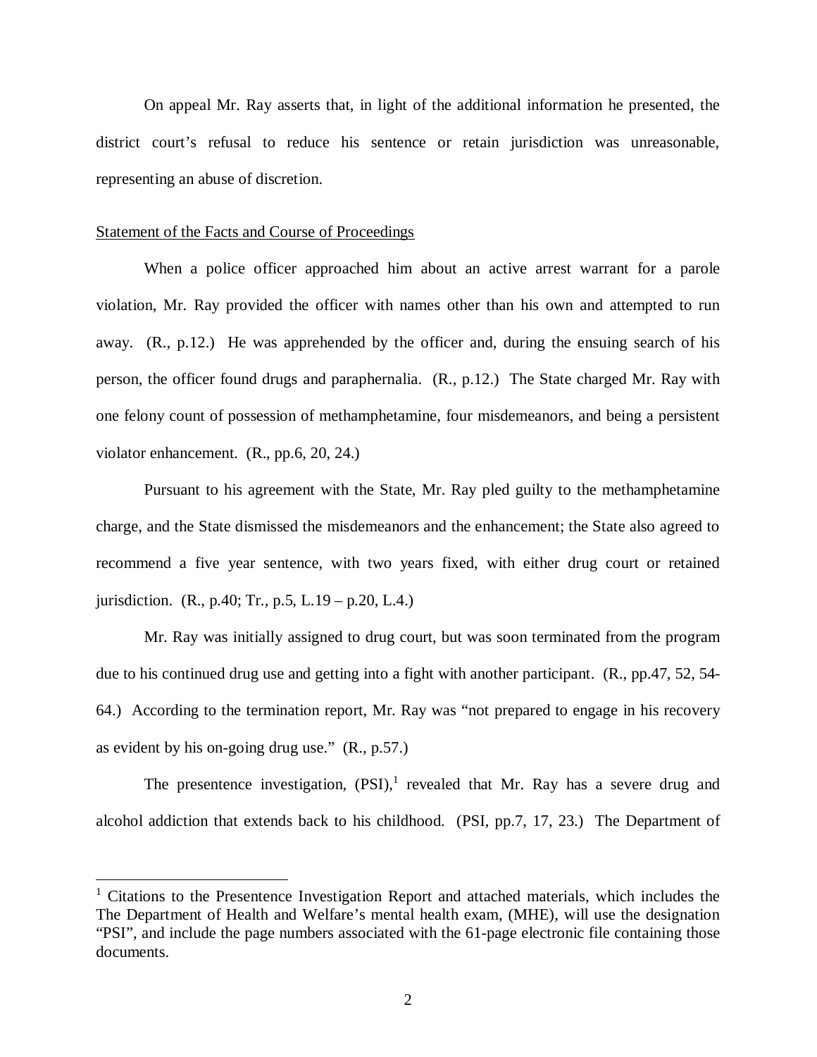On appeal Mr. Ray asserts that, in light of the additional information he presented, the district court's refusal to reduce his sentence or retain jurisdiction was unreasonable, representing an abuse of discretion.

Statement of the Facts and Course of Proceedings

When a police officer approached him about an active arrest warrant for a parole violation, Mr. Ray provided the officer with names other than his own and attempted to run away. (R., p.12.) He was apprehended by the officer and, during the ensuing search of his person, the officer found drugs and paraphernalia. (R., p.12.) The State charged Mr. Ray with one felony count of possession of methamphetamine, four misdemeanors, and being a persistent violator enhancement. (R., pp.6, 20, 24.)

Pursuant to his agreement with the State, Mr. Ray pled guilty to the methamphetamine charge, and the State dismissed the misdemeanors and the enhancement; the State also agreed to recommend a five year sentence, with two years fixed, with either drug court or retained jurisdiction. (R., p.40; Tr., p.5, L.19 – p.20, L.4.)

Mr. Ray was initially assigned to drug court, but was soon terminated from the program due to his continued drug use and getting into a fight with another participant. (R., pp.47, 52, 54-64.) According to the termination report, Mr. Ray was "not prepared to engage in his recovery as evident by his on-going drug use." (R., p.57.)

The presentence investigation, (PSI),[1] revealed that Mr. Ray has a severe drug and alcohol addiction that extends back to his childhood. (PSI, pp.7, 17, 23.) The Department of

[1] Citations to the Presentence Investigation Report and attached materials, which includes the The Department of Health and Welfare's mental health exam, (MHE), will use the designation "PSI", and include the page numbers associated with the 61-page electronic file containing those documents.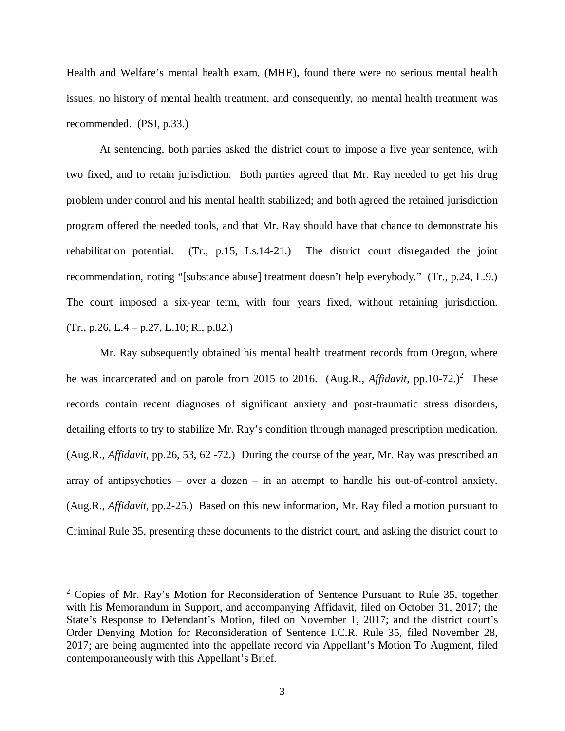Health and Welfare's mental health exam, (MHE), found there were no serious mental health issues, no history of mental health treatment, and consequently, no mental health treatment was recommended. (PSI, p.33.)

At sentencing, both parties asked the district court to impose a five year sentence, with two fixed, and to retain jurisdiction. Both parties agreed that Mr. Ray needed to get his drug problem under control and his mental health stabilized; and both agreed the retained jurisdiction program offered the needed tools, and that Mr. Ray should have that chance to demonstrate his rehabilitation potential. (Tr., p.15, Ls.14-21.) The district court disregarded the joint recommendation, noting "[substance abuse] treatment doesn't help everybody." (Tr., p.24, L.9.) The court imposed a six-year term, with four years fixed, without retaining jurisdiction. (Tr., p.26, L.4 – p.27, L.10; R., p.82.)

Mr. Ray subsequently obtained his mental health treatment records from Oregon, where he was incarcerated and on parole from 2015 to 2016. (Aug.R., *Affidavit*, pp.10-72.)[2] These records contain recent diagnoses of significant anxiety and post-traumatic stress disorders, detailing efforts to try to stabilize Mr. Ray's condition through managed prescription medication. (Aug.R., *Affidavit*, pp.26, 53, 62 -72.) During the course of the year, Mr. Ray was prescribed an array of antipsychotics – over a dozen – in an attempt to handle his out-of-control anxiety. (Aug.R., *Affidavit*, pp.2-25.) Based on this new information, Mr. Ray filed a motion pursuant to Criminal Rule 35, presenting these documents to the district court, and asking the district court to

[2] Copies of Mr. Ray's Motion for Reconsideration of Sentence Pursuant to Rule 35, together with his Memorandum in Support, and accompanying Affidavit, filed on October 31, 2017; the State's Response to Defendant's Motion, filed on November 1, 2017; and the district court's Order Denying Motion for Reconsideration of Sentence I.C.R. Rule 35, filed November 28, 2017; are being augmented into the appellate record via Appellant's Motion To Augment, filed contemporaneously with this Appellant's Brief.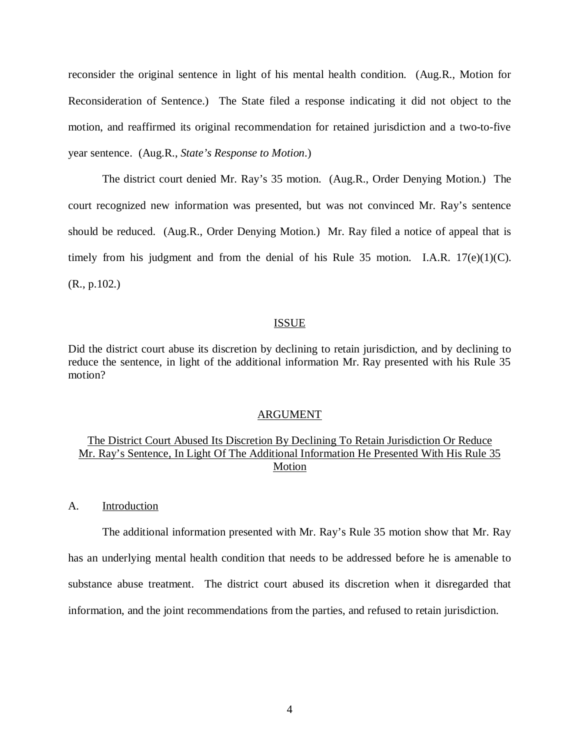reconsider the original sentence in light of his mental health condition. (Aug.R., Motion for Reconsideration of Sentence.) The State filed a response indicating it did not object to the motion, and reaffirmed its original recommendation for retained jurisdiction and a two-to-five year sentence. (Aug.R., *State's Response to Motion*.)

The district court denied Mr. Ray's 35 motion. (Aug.R., Order Denying Motion.) The court recognized new information was presented, but was not convinced Mr. Ray's sentence should be reduced. (Aug.R., Order Denying Motion.) Mr. Ray filed a notice of appeal that is timely from his judgment and from the denial of his Rule 35 motion. I.A.R. 17(e)(1)(C). (R., p.102.)

## ISSUE

Did the district court abuse its discretion by declining to retain jurisdiction, and by declining to reduce the sentence, in light of the additional information Mr. Ray presented with his Rule 35 motion?

## ARGUMENT

### The District Court Abused Its Discretion By Declining To Retain Jurisdiction Or Reduce Mr. Ray's Sentence, In Light Of The Additional Information He Presented With His Rule 35 Motion

#### A. Introduction

The additional information presented with Mr. Ray's Rule 35 motion show that Mr. Ray has an underlying mental health condition that needs to be addressed before he is amenable to substance abuse treatment. The district court abused its discretion when it disregarded that information, and the joint recommendations from the parties, and refused to retain jurisdiction.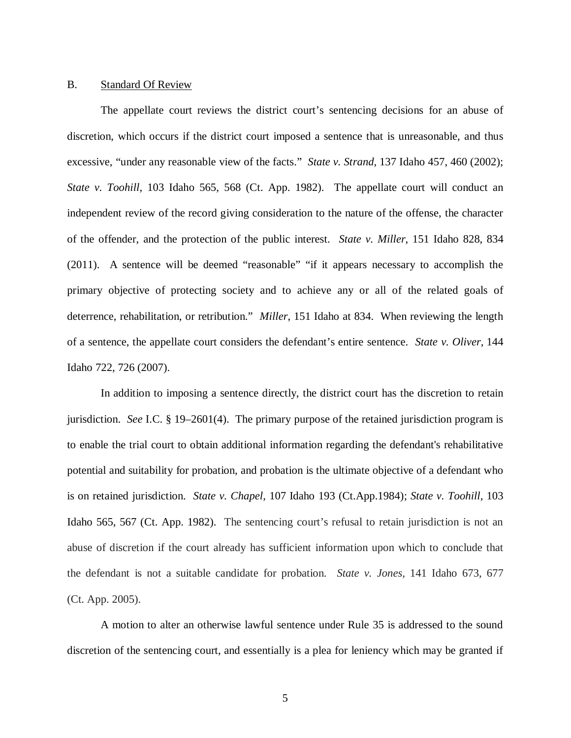B. Standard Of Review

The appellate court reviews the district court's sentencing decisions for an abuse of discretion, which occurs if the district court imposed a sentence that is unreasonable, and thus excessive, "under any reasonable view of the facts." *State v. Strand*, 137 Idaho 457, 460 (2002); *State v. Toohill*, 103 Idaho 565, 568 (Ct. App. 1982). The appellate court will conduct an independent review of the record giving consideration to the nature of the offense, the character of the offender, and the protection of the public interest. *State v. Miller*, 151 Idaho 828, 834 (2011). A sentence will be deemed "reasonable" "if it appears necessary to accomplish the primary objective of protecting society and to achieve any or all of the related goals of deterrence, rehabilitation, or retribution." *Miller*, 151 Idaho at 834. When reviewing the length of a sentence, the appellate court considers the defendant's entire sentence. *State v. Oliver*, 144 Idaho 722, 726 (2007).

In addition to imposing a sentence directly, the district court has the discretion to retain jurisdiction. *See* I.C. § 19–2601(4). The primary purpose of the retained jurisdiction program is to enable the trial court to obtain additional information regarding the defendant's rehabilitative potential and suitability for probation, and probation is the ultimate objective of a defendant who is on retained jurisdiction. *State v. Chapel*, 107 Idaho 193 (Ct.App.1984); *State v. Toohill*, 103 Idaho 565, 567 (Ct. App. 1982). The sentencing court's refusal to retain jurisdiction is not an abuse of discretion if the court already has sufficient information upon which to conclude that the defendant is not a suitable candidate for probation. *State v. Jones*, 141 Idaho 673, 677 (Ct. App. 2005).

A motion to alter an otherwise lawful sentence under Rule 35 is addressed to the sound discretion of the sentencing court, and essentially is a plea for leniency which may be granted if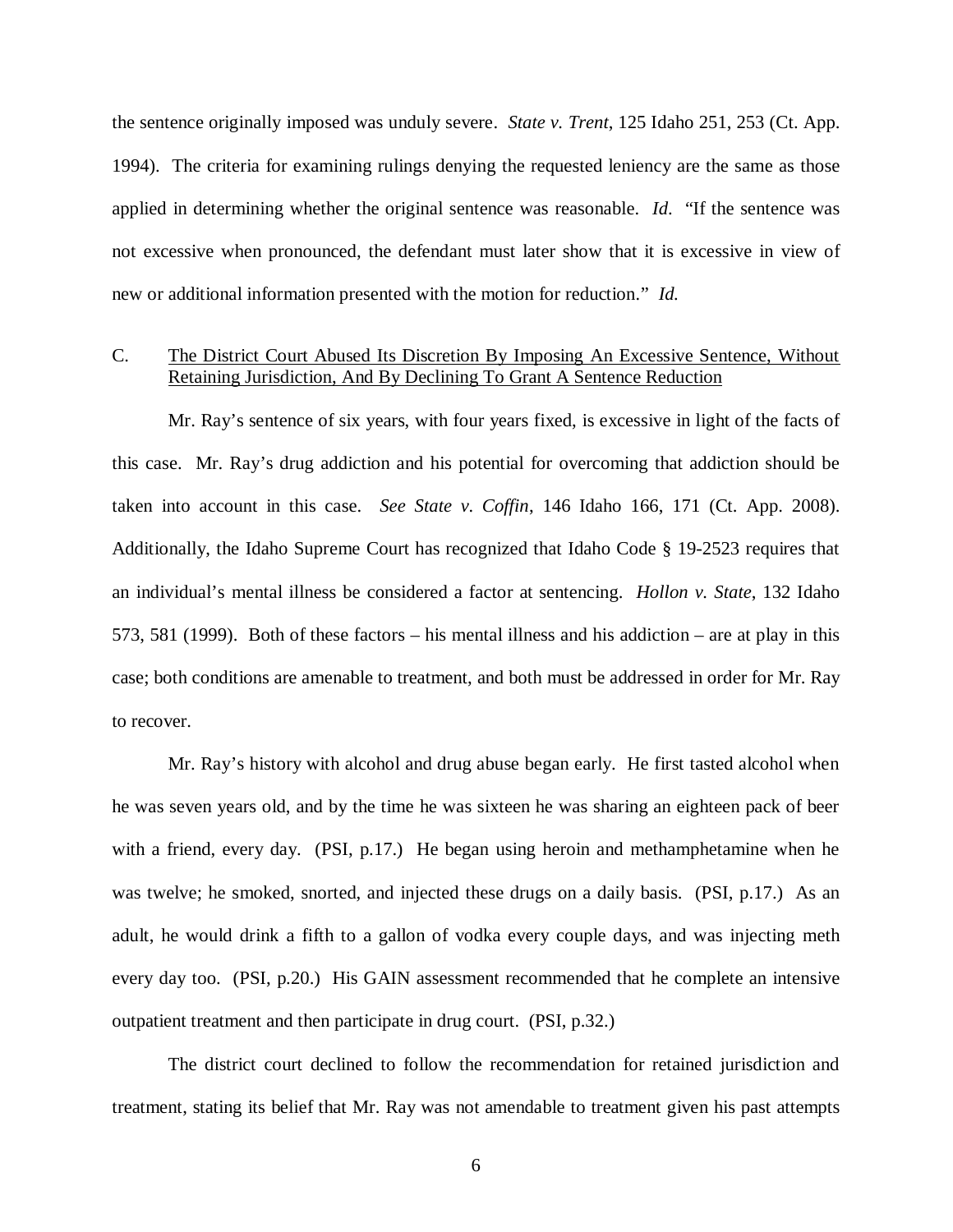the sentence originally imposed was unduly severe. *State v. Trent*, 125 Idaho 251, 253 (Ct. App. 1994). The criteria for examining rulings denying the requested leniency are the same as those applied in determining whether the original sentence was reasonable. *Id*. "If the sentence was not excessive when pronounced, the defendant must later show that it is excessive in view of new or additional information presented with the motion for reduction." *Id.*

### C. <u>The District Court Abused Its Discretion By Imposing An Excessive Sentence, Without Retaining Jurisdiction, And By Declining To Grant A Sentence Reduction</u>

Mr. Ray's sentence of six years, with four years fixed, is excessive in light of the facts of this case. Mr. Ray's drug addiction and his potential for overcoming that addiction should be taken into account in this case. *See State v. Coffin*, 146 Idaho 166, 171 (Ct. App. 2008). Additionally, the Idaho Supreme Court has recognized that Idaho Code § 19-2523 requires that an individual's mental illness be considered a factor at sentencing. *Hollon v. State*, 132 Idaho 573, 581 (1999). Both of these factors – his mental illness and his addiction – are at play in this case; both conditions are amenable to treatment, and both must be addressed in order for Mr. Ray to recover.

Mr. Ray's history with alcohol and drug abuse began early. He first tasted alcohol when he was seven years old, and by the time he was sixteen he was sharing an eighteen pack of beer with a friend, every day. (PSI, p.17.) He began using heroin and methamphetamine when he was twelve; he smoked, snorted, and injected these drugs on a daily basis. (PSI, p.17.) As an adult, he would drink a fifth to a gallon of vodka every couple days, and was injecting meth every day too. (PSI, p.20.) His GAIN assessment recommended that he complete an intensive outpatient treatment and then participate in drug court. (PSI, p.32.)

The district court declined to follow the recommendation for retained jurisdiction and treatment, stating its belief that Mr. Ray was not amendable to treatment given his past attempts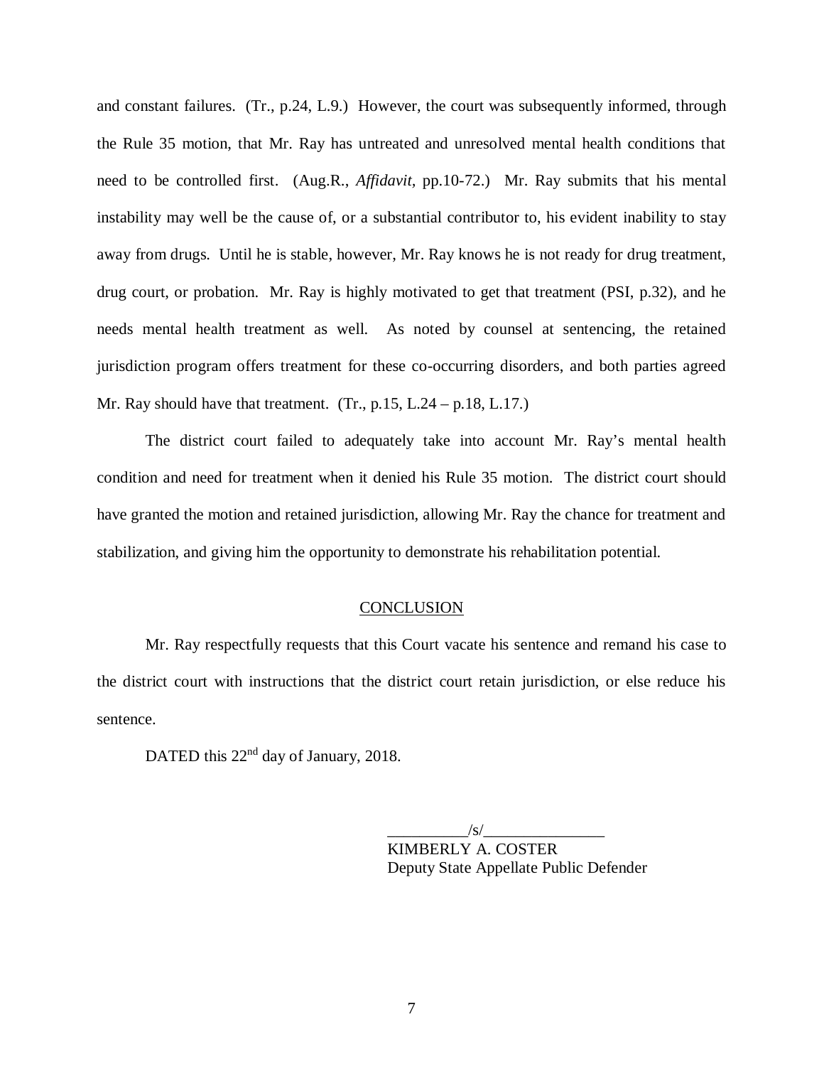and constant failures. (Tr., p.24, L.9.) However, the court was subsequently informed, through the Rule 35 motion, that Mr. Ray has untreated and unresolved mental health conditions that need to be controlled first. (Aug.R., *Affidavit*, pp.10-72.) Mr. Ray submits that his mental instability may well be the cause of, or a substantial contributor to, his evident inability to stay away from drugs. Until he is stable, however, Mr. Ray knows he is not ready for drug treatment, drug court, or probation. Mr. Ray is highly motivated to get that treatment (PSI, p.32), and he needs mental health treatment as well. As noted by counsel at sentencing, the retained jurisdiction program offers treatment for these co-occurring disorders, and both parties agreed Mr. Ray should have that treatment. (Tr., p.15, L.24 – p.18, L.17.)

The district court failed to adequately take into account Mr. Ray's mental health condition and need for treatment when it denied his Rule 35 motion. The district court should have granted the motion and retained jurisdiction, allowing Mr. Ray the chance for treatment and stabilization, and giving him the opportunity to demonstrate his rehabilitation potential.

## CONCLUSION

Mr. Ray respectfully requests that this Court vacate his sentence and remand his case to the district court with instructions that the district court retain jurisdiction, or else reduce his sentence.

DATED this 22nd day of January, 2018.

__________/s/_______________
KIMBERLY A. COSTER
Deputy State Appellate Public Defender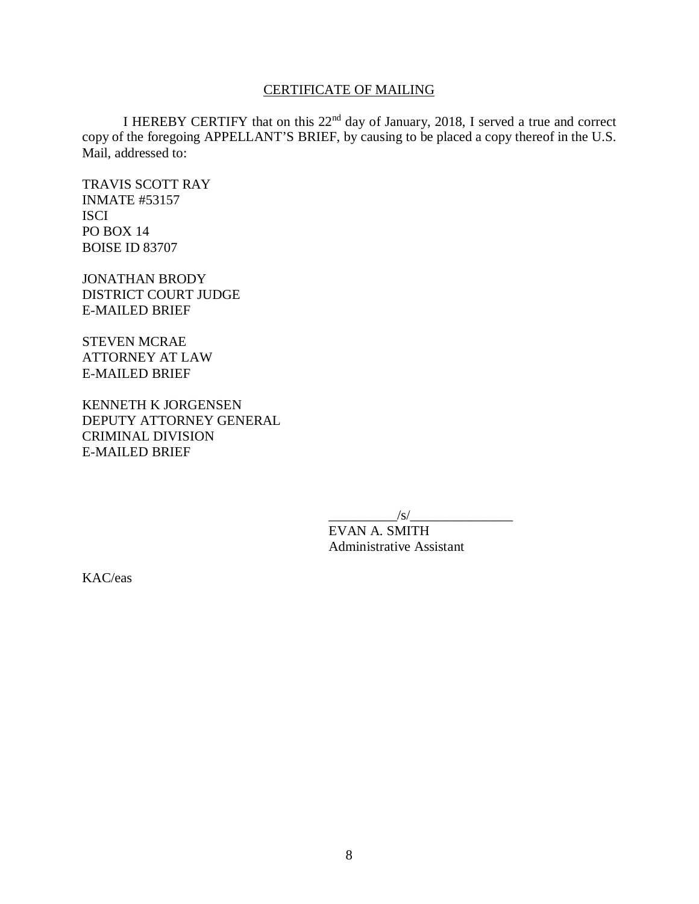## CERTIFICATE OF MAILING

I HEREBY CERTIFY that on this 22nd day of January, 2018, I served a true and correct copy of the foregoing APPELLANT'S BRIEF, by causing to be placed a copy thereof in the U.S. Mail, addressed to:

TRAVIS SCOTT RAY
INMATE #53157
ISCI
PO BOX 14
BOISE ID 83707

JONATHAN BRODY
DISTRICT COURT JUDGE
E-MAILED BRIEF

STEVEN MCRAE
ATTORNEY AT LAW
E-MAILED BRIEF

KENNETH K JORGENSEN
DEPUTY ATTORNEY GENERAL
CRIMINAL DIVISION
E-MAILED BRIEF

__________/s/_______________
EVAN A. SMITH
Administrative Assistant

KAC/eas